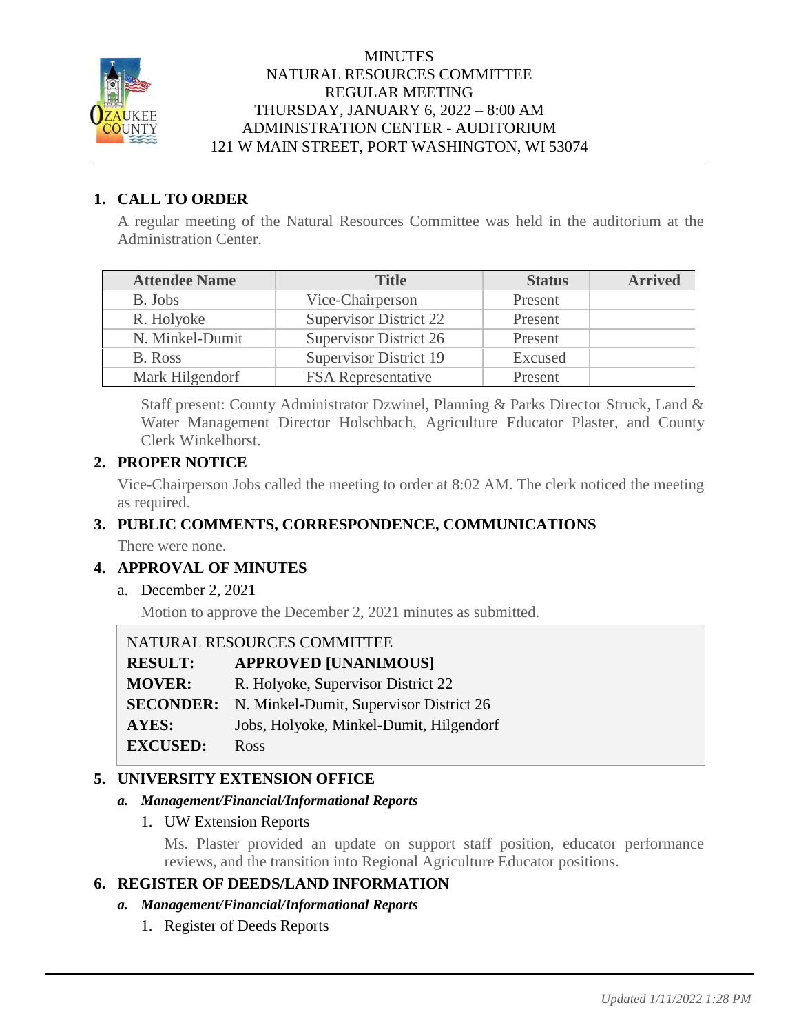# MINUTES
## NATURAL RESOURCES COMMITTEE
## REGULAR MEETING
### THURSDAY, JANUARY 6, 2022 – 8:00 AM
### ADMINISTRATION CENTER - AUDITORIUM
### 121 W MAIN STREET, PORT WASHINGTON, WI 53074

**1. CALL TO ORDER**

A regular meeting of the Natural Resources Committee was held in the auditorium at the Administration Center.

| Attendee Name | Title | Status | Arrived |
| --- | --- | --- | --- |
| B. Jobs | Vice-Chairperson | Present | |
| R. Holyoke | Supervisor District 22 | Present | |
| N. Minkel-Dumit | Supervisor District 26 | Present | |
| B. Ross | Supervisor District 19 | Excused | |
| Mark Hilgendorf | FSA Representative | Present | |

Staff present: County Administrator Dzwinel, Planning & Parks Director Struck, Land & Water Management Director Holschbach, Agriculture Educator Plaster, and County Clerk Winkelhorst.

**2. PROPER NOTICE**

Vice-Chairperson Jobs called the meeting to order at 8:02 AM. The clerk noticed the meeting as required.

**3. PUBLIC COMMENTS, CORRESPONDENCE, COMMUNICATIONS**

There were none.

**4. APPROVAL OF MINUTES**

a. December 2, 2021

Motion to approve the December 2, 2021 minutes as submitted.

NATURAL RESOURCES COMMITTEE
**RESULT:** **APPROVED [UNANIMOUS]**
**MOVER:** R. Holyoke, Supervisor District 22
**SECONDER:** N. Minkel-Dumit, Supervisor District 26
**AYES:** Jobs, Holyoke, Minkel-Dumit, Hilgendorf
**EXCUSED:** Ross

**5. UNIVERSITY EXTENSION OFFICE**

***a. Management/Financial/Informational Reports***

1. UW Extension Reports

Ms. Plaster provided an update on support staff position, educator performance reviews, and the transition into Regional Agriculture Educator positions.

**6. REGISTER OF DEEDS/LAND INFORMATION**

***a. Management/Financial/Informational Reports***

1. Register of Deeds Reports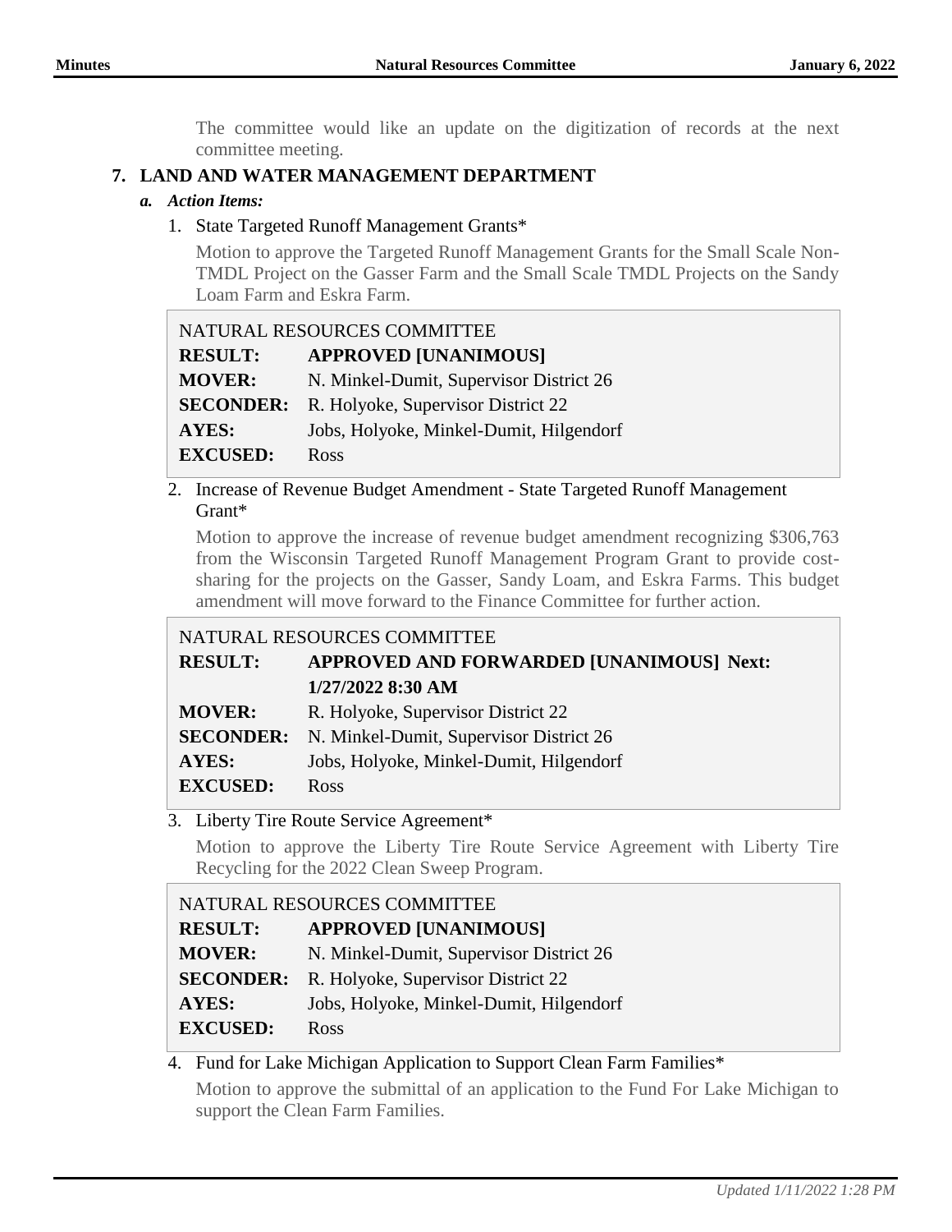The committee would like an update on the digitization of records at the next committee meeting.

## 7. LAND AND WATER MANAGEMENT DEPARTMENT

### *a. Action Items:*

1. State Targeted Runoff Management Grants*

   Motion to approve the Targeted Runoff Management Grants for the Small Scale Non-TMDL Project on the Gasser Farm and the Small Scale TMDL Projects on the Sandy Loam Farm and Eskra Farm.

| NATURAL RESOURCES COMMITTEE | |
|---|---|
| **RESULT:** | **APPROVED [UNANIMOUS]** |
| **MOVER:** | N. Minkel-Dumit, Supervisor District 26 |
| **SECONDER:** | R. Holyoke, Supervisor District 22 |
| **AYES:** | Jobs, Holyoke, Minkel-Dumit, Hilgendorf |
| **EXCUSED:** | Ross |

2. Increase of Revenue Budget Amendment - State Targeted Runoff Management Grant*

   Motion to approve the increase of revenue budget amendment recognizing $306,763 from the Wisconsin Targeted Runoff Management Program Grant to provide cost-sharing for the projects on the Gasser, Sandy Loam, and Eskra Farms. This budget amendment will move forward to the Finance Committee for further action.

| NATURAL RESOURCES COMMITTEE | |
|---|---|
| **RESULT:** | **APPROVED AND FORWARDED [UNANIMOUS] Next: 1/27/2022 8:30 AM** |
| **MOVER:** | R. Holyoke, Supervisor District 22 |
| **SECONDER:** | N. Minkel-Dumit, Supervisor District 26 |
| **AYES:** | Jobs, Holyoke, Minkel-Dumit, Hilgendorf |
| **EXCUSED:** | Ross |

3. Liberty Tire Route Service Agreement*

   Motion to approve the Liberty Tire Route Service Agreement with Liberty Tire Recycling for the 2022 Clean Sweep Program.

| NATURAL RESOURCES COMMITTEE | |
|---|---|
| **RESULT:** | **APPROVED [UNANIMOUS]** |
| **MOVER:** | N. Minkel-Dumit, Supervisor District 26 |
| **SECONDER:** | R. Holyoke, Supervisor District 22 |
| **AYES:** | Jobs, Holyoke, Minkel-Dumit, Hilgendorf |
| **EXCUSED:** | Ross |

4. Fund for Lake Michigan Application to Support Clean Farm Families*

   Motion to approve the submittal of an application to the Fund For Lake Michigan to support the Clean Farm Families.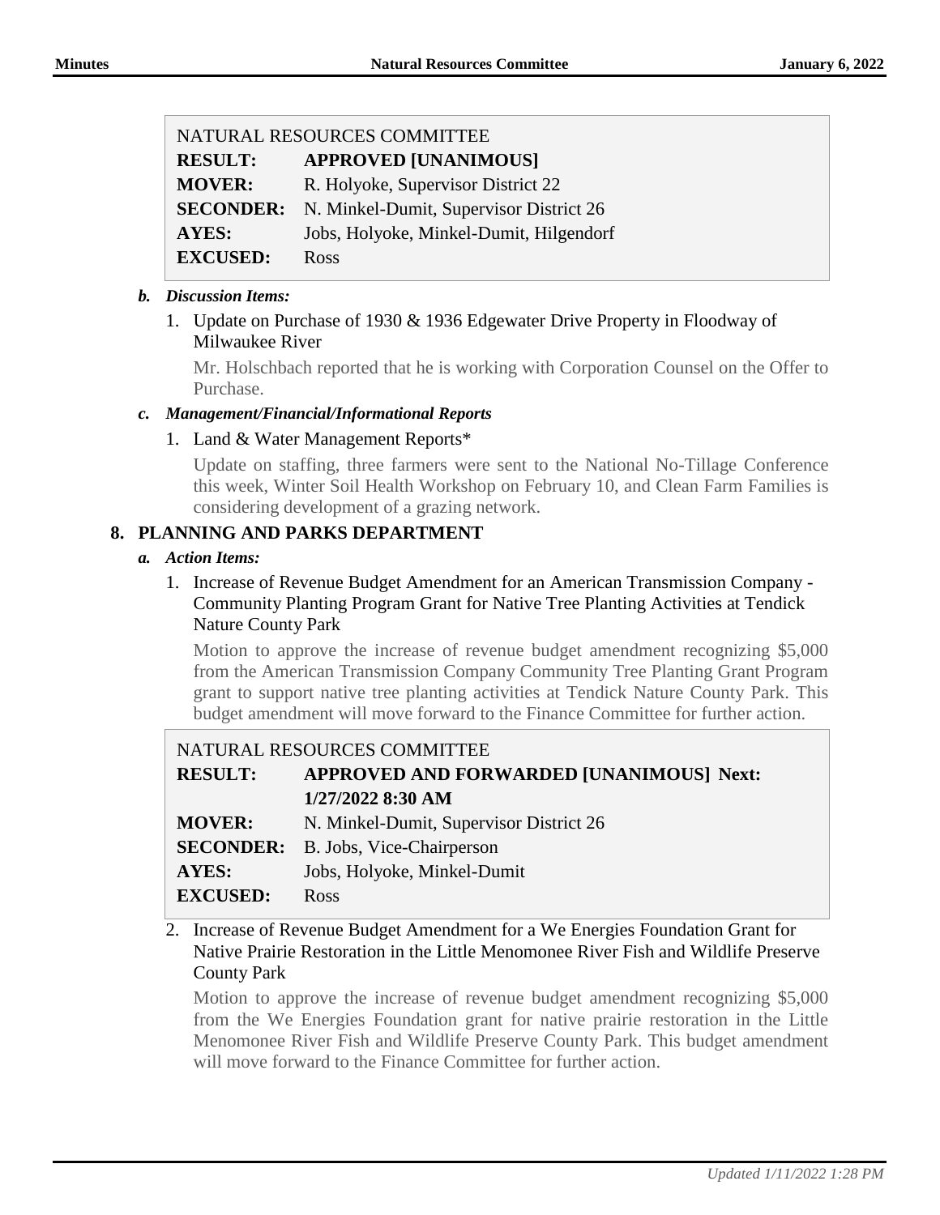| NATURAL RESOURCES COMMITTEE | |
|---|---|
| **RESULT:** | **APPROVED [UNANIMOUS]** |
| **MOVER:** | R. Holyoke, Supervisor District 22 |
| **SECONDER:** | N. Minkel-Dumit, Supervisor District 26 |
| **AYES:** | Jobs, Holyoke, Minkel-Dumit, Hilgendorf |
| **EXCUSED:** | Ross |

***b. Discussion Items:***

1. Update on Purchase of 1930 & 1936 Edgewater Drive Property in Floodway of Milwaukee River

   Mr. Holschbach reported that he is working with Corporation Counsel on the Offer to Purchase.

***c. Management/Financial/Informational Reports***

1. Land & Water Management Reports*

   Update on staffing, three farmers were sent to the National No-Tillage Conference this week, Winter Soil Health Workshop on February 10, and Clean Farm Families is considering development of a grazing network.

## 8. PLANNING AND PARKS DEPARTMENT

***a. Action Items:***

1. Increase of Revenue Budget Amendment for an American Transmission Company - Community Planting Program Grant for Native Tree Planting Activities at Tendick Nature County Park

   Motion to approve the increase of revenue budget amendment recognizing $5,000 from the American Transmission Company Community Tree Planting Grant Program grant to support native tree planting activities at Tendick Nature County Park. This budget amendment will move forward to the Finance Committee for further action.

| NATURAL RESOURCES COMMITTEE | |
|---|---|
| **RESULT:** | **APPROVED AND FORWARDED [UNANIMOUS] Next: 1/27/2022 8:30 AM** |
| **MOVER:** | N. Minkel-Dumit, Supervisor District 26 |
| **SECONDER:** | B. Jobs, Vice-Chairperson |
| **AYES:** | Jobs, Holyoke, Minkel-Dumit |
| **EXCUSED:** | Ross |

2. Increase of Revenue Budget Amendment for a We Energies Foundation Grant for Native Prairie Restoration in the Little Menomonee River Fish and Wildlife Preserve County Park

   Motion to approve the increase of revenue budget amendment recognizing $5,000 from the We Energies Foundation grant for native prairie restoration in the Little Menomonee River Fish and Wildlife Preserve County Park. This budget amendment will move forward to the Finance Committee for further action.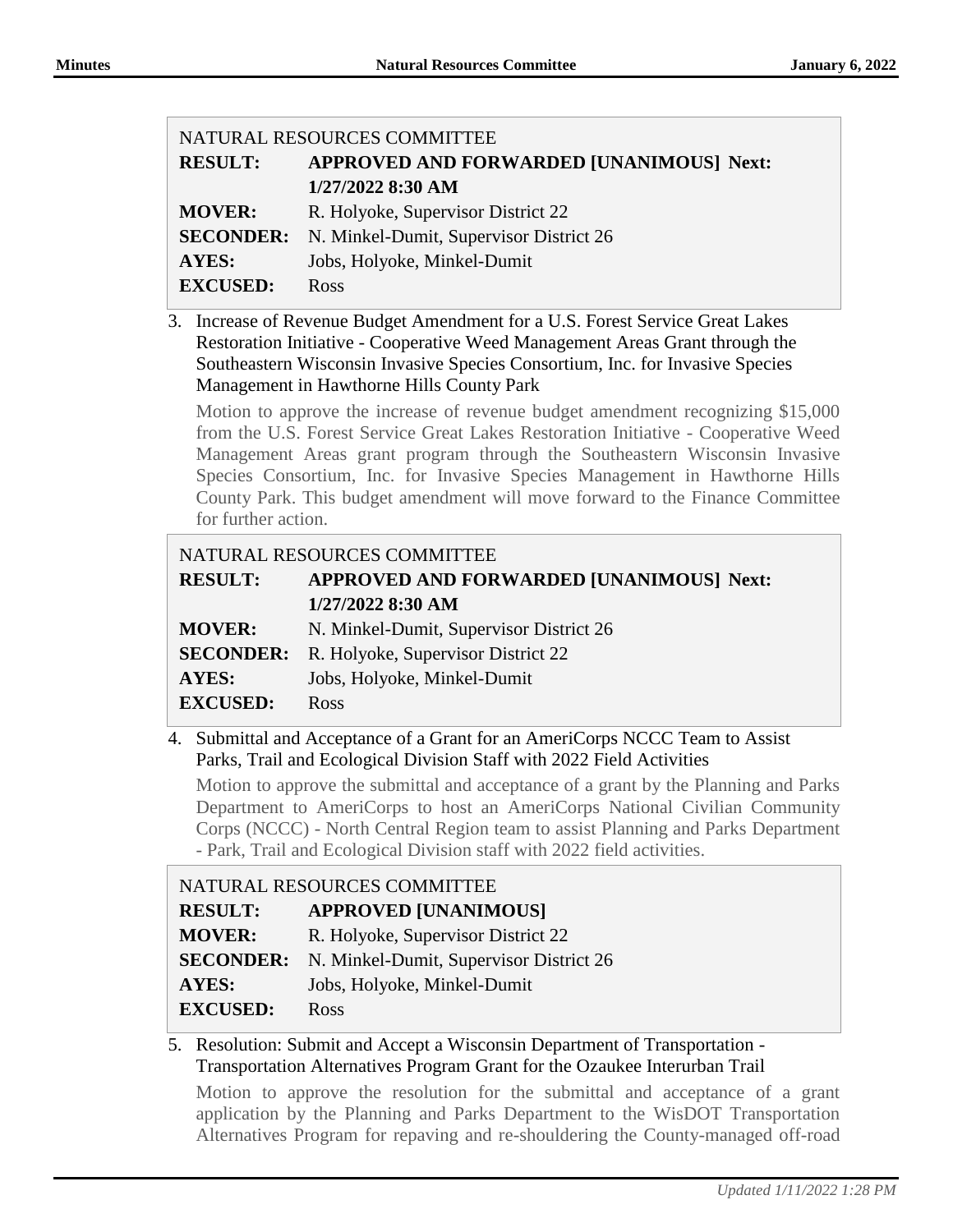| NATURAL RESOURCES COMMITTEE | |
|---|---|
| **RESULT:** | **APPROVED AND FORWARDED [UNANIMOUS] Next: 1/27/2022 8:30 AM** |
| **MOVER:** | R. Holyoke, Supervisor District 22 |
| **SECONDER:** | N. Minkel-Dumit, Supervisor District 26 |
| **AYES:** | Jobs, Holyoke, Minkel-Dumit |
| **EXCUSED:** | Ross |

3. Increase of Revenue Budget Amendment for a U.S. Forest Service Great Lakes Restoration Initiative - Cooperative Weed Management Areas Grant through the Southeastern Wisconsin Invasive Species Consortium, Inc. for Invasive Species Management in Hawthorne Hills County Park

   Motion to approve the increase of revenue budget amendment recognizing $15,000 from the U.S. Forest Service Great Lakes Restoration Initiative - Cooperative Weed Management Areas grant program through the Southeastern Wisconsin Invasive Species Consortium, Inc. for Invasive Species Management in Hawthorne Hills County Park. This budget amendment will move forward to the Finance Committee for further action.

| NATURAL RESOURCES COMMITTEE | |
|---|---|
| **RESULT:** | **APPROVED AND FORWARDED [UNANIMOUS] Next: 1/27/2022 8:30 AM** |
| **MOVER:** | N. Minkel-Dumit, Supervisor District 26 |
| **SECONDER:** | R. Holyoke, Supervisor District 22 |
| **AYES:** | Jobs, Holyoke, Minkel-Dumit |
| **EXCUSED:** | Ross |

4. Submittal and Acceptance of a Grant for an AmeriCorps NCCC Team to Assist Parks, Trail and Ecological Division Staff with 2022 Field Activities

   Motion to approve the submittal and acceptance of a grant by the Planning and Parks Department to AmeriCorps to host an AmeriCorps National Civilian Community Corps (NCCC) - North Central Region team to assist Planning and Parks Department - Park, Trail and Ecological Division staff with 2022 field activities.

| NATURAL RESOURCES COMMITTEE | |
|---|---|
| **RESULT:** | **APPROVED [UNANIMOUS]** |
| **MOVER:** | R. Holyoke, Supervisor District 22 |
| **SECONDER:** | N. Minkel-Dumit, Supervisor District 26 |
| **AYES:** | Jobs, Holyoke, Minkel-Dumit |
| **EXCUSED:** | Ross |

5. Resolution: Submit and Accept a Wisconsin Department of Transportation - Transportation Alternatives Program Grant for the Ozaukee Interurban Trail

   Motion to approve the resolution for the submittal and acceptance of a grant application by the Planning and Parks Department to the WisDOT Transportation Alternatives Program for repaving and re-shouldering the County-managed off-road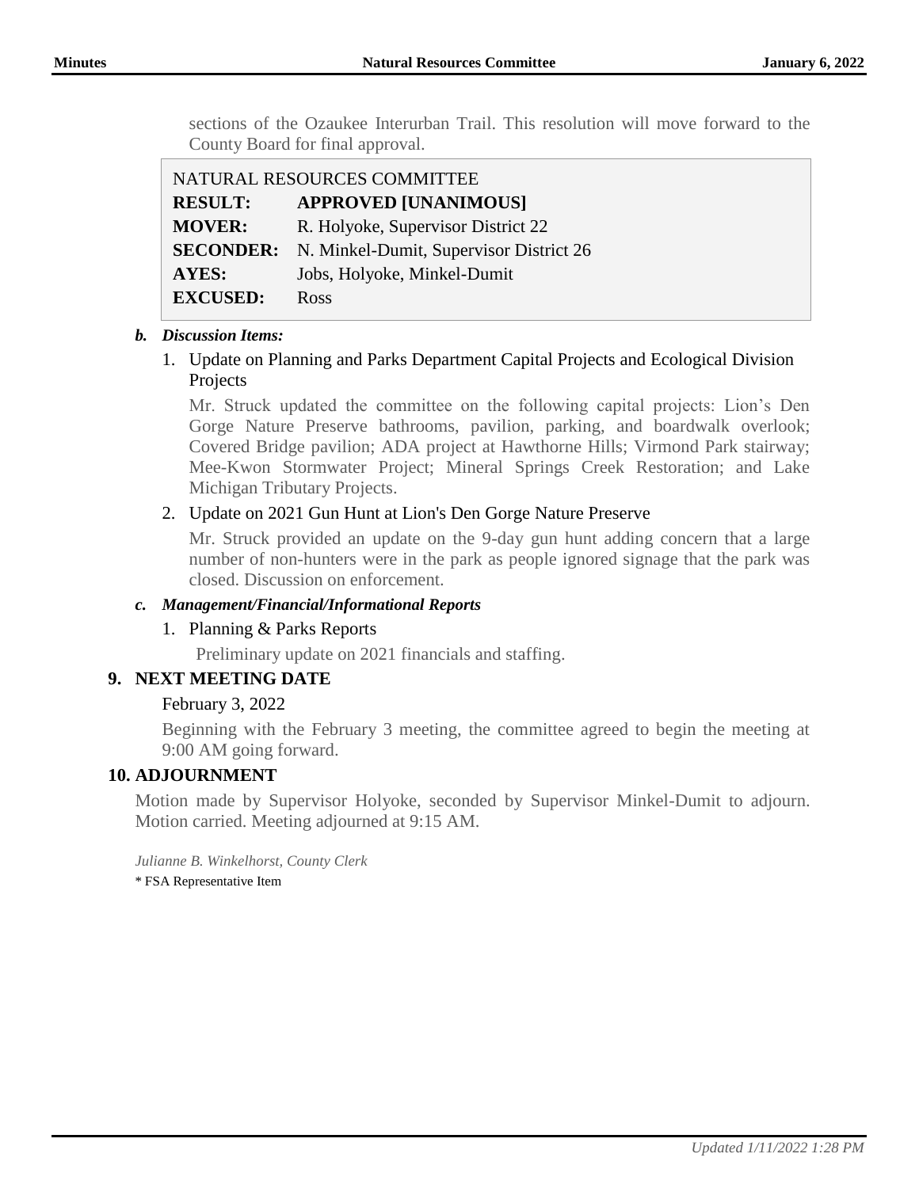sections of the Ozaukee Interurban Trail. This resolution will move forward to the County Board for final approval.

| NATURAL RESOURCES COMMITTEE | |
|---|---|
| **RESULT:** | **APPROVED [UNANIMOUS]** |
| **MOVER:** | R. Holyoke, Supervisor District 22 |
| **SECONDER:** | N. Minkel-Dumit, Supervisor District 26 |
| **AYES:** | Jobs, Holyoke, Minkel-Dumit |
| **EXCUSED:** | Ross |

***b. Discussion Items:***

1. Update on Planning and Parks Department Capital Projects and Ecological Division Projects

   Mr. Struck updated the committee on the following capital projects: Lion's Den Gorge Nature Preserve bathrooms, pavilion, parking, and boardwalk overlook; Covered Bridge pavilion; ADA project at Hawthorne Hills; Virmond Park stairway; Mee-Kwon Stormwater Project; Mineral Springs Creek Restoration; and Lake Michigan Tributary Projects.

2. Update on 2021 Gun Hunt at Lion's Den Gorge Nature Preserve

   Mr. Struck provided an update on the 9-day gun hunt adding concern that a large number of non-hunters were in the park as people ignored signage that the park was closed. Discussion on enforcement.

***c. Management/Financial/Informational Reports***

1. Planning & Parks Reports

   Preliminary update on 2021 financials and staffing.

## 9. NEXT MEETING DATE

February 3, 2022

Beginning with the February 3 meeting, the committee agreed to begin the meeting at 9:00 AM going forward.

## 10. ADJOURNMENT

Motion made by Supervisor Holyoke, seconded by Supervisor Minkel-Dumit to adjourn. Motion carried. Meeting adjourned at 9:15 AM.

*Julianne B. Winkelhorst, County Clerk*

\* FSA Representative Item